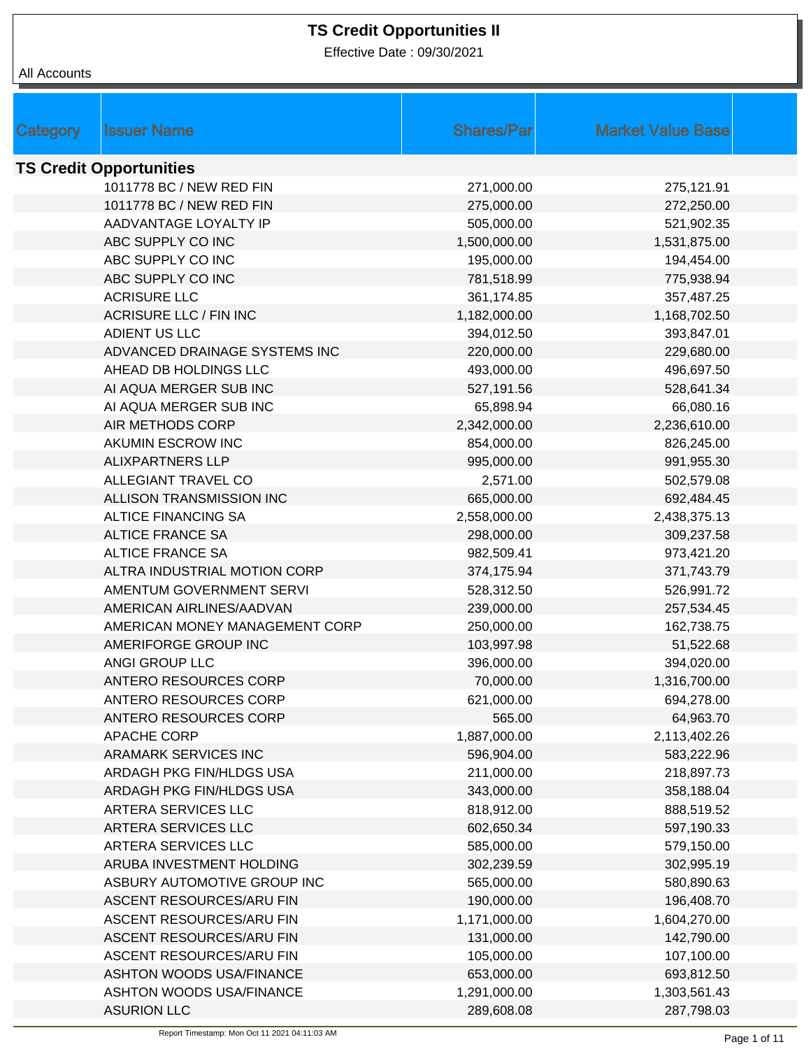# TS Credit Opportunities II

Effective Date : 09/30/2021

All Accounts

| Category | Issuer Name | Shares/Par | Market Value Base |
|---|---|---|---|
| **TS Credit Opportunities** | | | |
| | 1011778 BC / NEW RED FIN | 271,000.00 | 275,121.91 |
| | 1011778 BC / NEW RED FIN | 275,000.00 | 272,250.00 |
| | AADVANTAGE LOYALTY IP | 505,000.00 | 521,902.35 |
| | ABC SUPPLY CO INC | 1,500,000.00 | 1,531,875.00 |
| | ABC SUPPLY CO INC | 195,000.00 | 194,454.00 |
| | ABC SUPPLY CO INC | 781,518.99 | 775,938.94 |
| | ACRISURE LLC | 361,174.85 | 357,487.25 |
| | ACRISURE LLC / FIN INC | 1,182,000.00 | 1,168,702.50 |
| | ADIENT US LLC | 394,012.50 | 393,847.01 |
| | ADVANCED DRAINAGE SYSTEMS INC | 220,000.00 | 229,680.00 |
| | AHEAD DB HOLDINGS LLC | 493,000.00 | 496,697.50 |
| | AI AQUA MERGER SUB INC | 527,191.56 | 528,641.34 |
| | AI AQUA MERGER SUB INC | 65,898.94 | 66,080.16 |
| | AIR METHODS CORP | 2,342,000.00 | 2,236,610.00 |
| | AKUMIN ESCROW INC | 854,000.00 | 826,245.00 |
| | ALIXPARTNERS LLP | 995,000.00 | 991,955.30 |
| | ALLEGIANT TRAVEL CO | 2,571.00 | 502,579.08 |
| | ALLISON TRANSMISSION INC | 665,000.00 | 692,484.45 |
| | ALTICE FINANCING SA | 2,558,000.00 | 2,438,375.13 |
| | ALTICE FRANCE SA | 298,000.00 | 309,237.58 |
| | ALTICE FRANCE SA | 982,509.41 | 973,421.20 |
| | ALTRA INDUSTRIAL MOTION CORP | 374,175.94 | 371,743.79 |
| | AMENTUM GOVERNMENT SERVI | 528,312.50 | 526,991.72 |
| | AMERICAN AIRLINES/AADVAN | 239,000.00 | 257,534.45 |
| | AMERICAN MONEY MANAGEMENT CORP | 250,000.00 | 162,738.75 |
| | AMERIFORGE GROUP INC | 103,997.98 | 51,522.68 |
| | ANGI GROUP LLC | 396,000.00 | 394,020.00 |
| | ANTERO RESOURCES CORP | 70,000.00 | 1,316,700.00 |
| | ANTERO RESOURCES CORP | 621,000.00 | 694,278.00 |
| | ANTERO RESOURCES CORP | 565.00 | 64,963.70 |
| | APACHE CORP | 1,887,000.00 | 2,113,402.26 |
| | ARAMARK SERVICES INC | 596,904.00 | 583,222.96 |
| | ARDAGH PKG FIN/HLDGS USA | 211,000.00 | 218,897.73 |
| | ARDAGH PKG FIN/HLDGS USA | 343,000.00 | 358,188.04 |
| | ARTERA SERVICES LLC | 818,912.00 | 888,519.52 |
| | ARTERA SERVICES LLC | 602,650.34 | 597,190.33 |
| | ARTERA SERVICES LLC | 585,000.00 | 579,150.00 |
| | ARUBA INVESTMENT HOLDING | 302,239.59 | 302,995.19 |
| | ASBURY AUTOMOTIVE GROUP INC | 565,000.00 | 580,890.63 |
| | ASCENT RESOURCES/ARU FIN | 190,000.00 | 196,408.70 |
| | ASCENT RESOURCES/ARU FIN | 1,171,000.00 | 1,604,270.00 |
| | ASCENT RESOURCES/ARU FIN | 131,000.00 | 142,790.00 |
| | ASCENT RESOURCES/ARU FIN | 105,000.00 | 107,100.00 |
| | ASHTON WOODS USA/FINANCE | 653,000.00 | 693,812.50 |
| | ASHTON WOODS USA/FINANCE | 1,291,000.00 | 1,303,561.43 |
| | ASURION LLC | 289,608.08 | 287,798.03 |

Report Timestamp: Mon Oct 11 2021 04:11:03 AM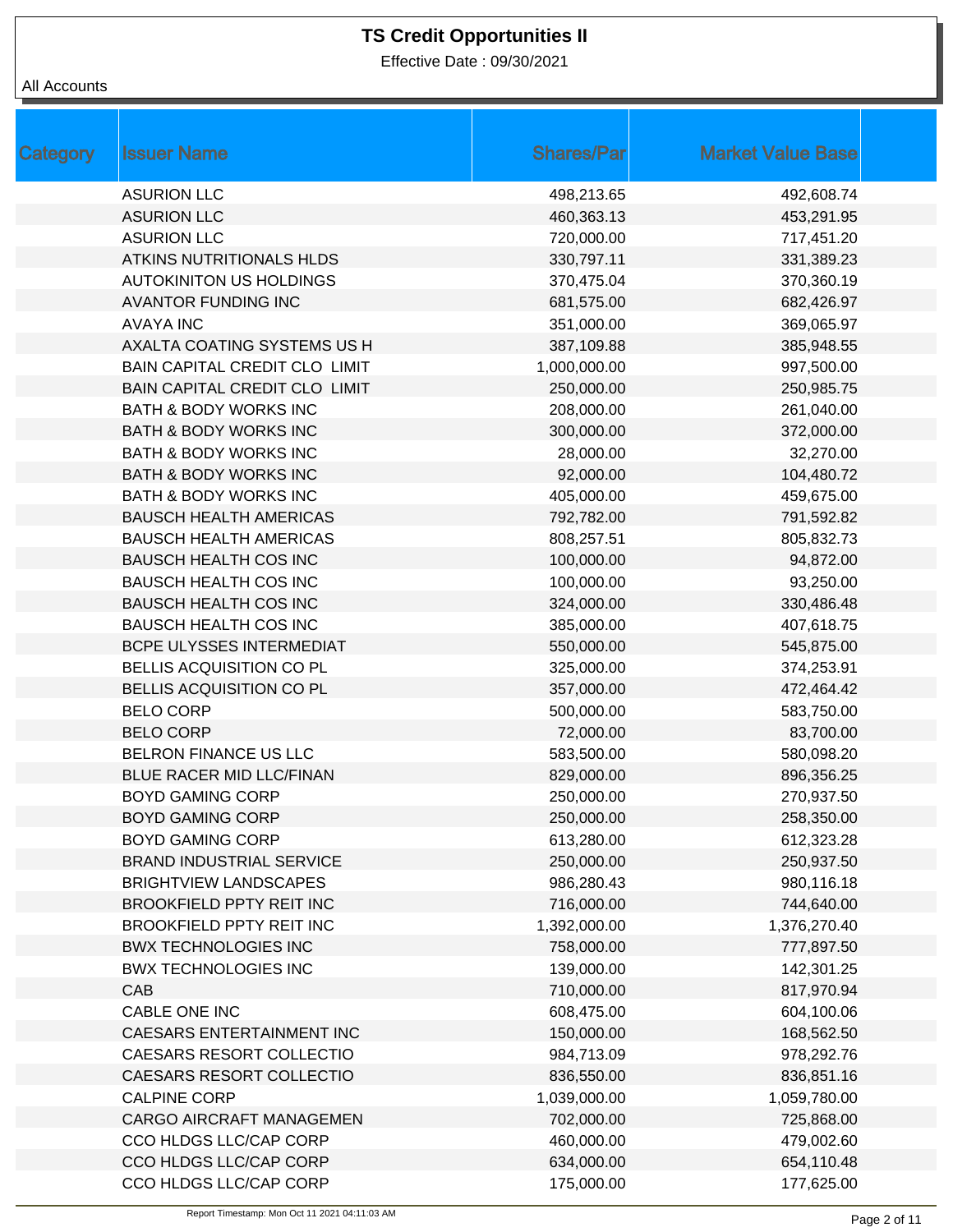# TS Credit Opportunities II

Effective Date : 09/30/2021

All Accounts

| Category | Issuer Name | Shares/Par | Market Value Base |
|---|---|---|---|
| | ASURION LLC | 498,213.65 | 492,608.74 |
| | ASURION LLC | 460,363.13 | 453,291.95 |
| | ASURION LLC | 720,000.00 | 717,451.20 |
| | ATKINS NUTRITIONALS HLDS | 330,797.11 | 331,389.23 |
| | AUTOKINITON US HOLDINGS | 370,475.04 | 370,360.19 |
| | AVANTOR FUNDING INC | 681,575.00 | 682,426.97 |
| | AVAYA INC | 351,000.00 | 369,065.97 |
| | AXALTA COATING SYSTEMS US H | 387,109.88 | 385,948.55 |
| | BAIN CAPITAL CREDIT CLO LIMIT | 1,000,000.00 | 997,500.00 |
| | BAIN CAPITAL CREDIT CLO LIMIT | 250,000.00 | 250,985.75 |
| | BATH & BODY WORKS INC | 208,000.00 | 261,040.00 |
| | BATH & BODY WORKS INC | 300,000.00 | 372,000.00 |
| | BATH & BODY WORKS INC | 28,000.00 | 32,270.00 |
| | BATH & BODY WORKS INC | 92,000.00 | 104,480.72 |
| | BATH & BODY WORKS INC | 405,000.00 | 459,675.00 |
| | BAUSCH HEALTH AMERICAS | 792,782.00 | 791,592.82 |
| | BAUSCH HEALTH AMERICAS | 808,257.51 | 805,832.73 |
| | BAUSCH HEALTH COS INC | 100,000.00 | 94,872.00 |
| | BAUSCH HEALTH COS INC | 100,000.00 | 93,250.00 |
| | BAUSCH HEALTH COS INC | 324,000.00 | 330,486.48 |
| | BAUSCH HEALTH COS INC | 385,000.00 | 407,618.75 |
| | BCPE ULYSSES INTERMEDIAT | 550,000.00 | 545,875.00 |
| | BELLIS ACQUISITION CO PL | 325,000.00 | 374,253.91 |
| | BELLIS ACQUISITION CO PL | 357,000.00 | 472,464.42 |
| | BELO CORP | 500,000.00 | 583,750.00 |
| | BELO CORP | 72,000.00 | 83,700.00 |
| | BELRON FINANCE US LLC | 583,500.00 | 580,098.20 |
| | BLUE RACER MID LLC/FINAN | 829,000.00 | 896,356.25 |
| | BOYD GAMING CORP | 250,000.00 | 270,937.50 |
| | BOYD GAMING CORP | 250,000.00 | 258,350.00 |
| | BOYD GAMING CORP | 613,280.00 | 612,323.28 |
| | BRAND INDUSTRIAL SERVICE | 250,000.00 | 250,937.50 |
| | BRIGHTVIEW LANDSCAPES | 986,280.43 | 980,116.18 |
| | BROOKFIELD PPTY REIT INC | 716,000.00 | 744,640.00 |
| | BROOKFIELD PPTY REIT INC | 1,392,000.00 | 1,376,270.40 |
| | BWX TECHNOLOGIES INC | 758,000.00 | 777,897.50 |
| | BWX TECHNOLOGIES INC | 139,000.00 | 142,301.25 |
| | CAB | 710,000.00 | 817,970.94 |
| | CABLE ONE INC | 608,475.00 | 604,100.06 |
| | CAESARS ENTERTAINMENT INC | 150,000.00 | 168,562.50 |
| | CAESARS RESORT COLLECTIO | 984,713.09 | 978,292.76 |
| | CAESARS RESORT COLLECTIO | 836,550.00 | 836,851.16 |
| | CALPINE CORP | 1,039,000.00 | 1,059,780.00 |
| | CARGO AIRCRAFT MANAGEMEN | 702,000.00 | 725,868.00 |
| | CCO HLDGS LLC/CAP CORP | 460,000.00 | 479,002.60 |
| | CCO HLDGS LLC/CAP CORP | 634,000.00 | 654,110.48 |
| | CCO HLDGS LLC/CAP CORP | 175,000.00 | 177,625.00 |

Report Timestamp: Mon Oct 11 2021 04:11:03 AM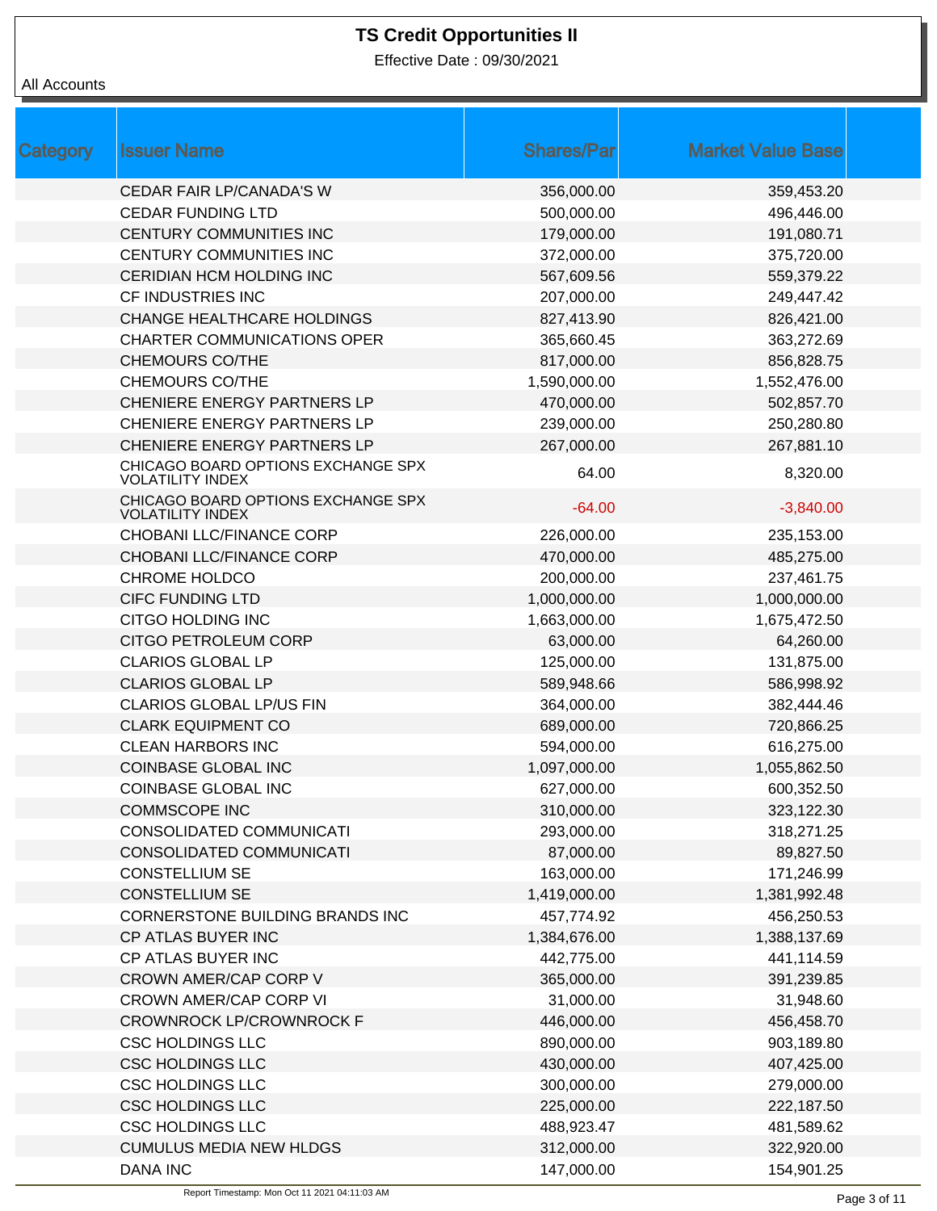# TS Credit Opportunities II

Effective Date : 09/30/2021

All Accounts

| Category | Issuer Name | Shares/Par | Market Value Base |
|---|---|---|---|
| | CEDAR FAIR LP/CANADA'S W | 356,000.00 | 359,453.20 |
| | CEDAR FUNDING LTD | 500,000.00 | 496,446.00 |
| | CENTURY COMMUNITIES INC | 179,000.00 | 191,080.71 |
| | CENTURY COMMUNITIES INC | 372,000.00 | 375,720.00 |
| | CERIDIAN HCM HOLDING INC | 567,609.56 | 559,379.22 |
| | CF INDUSTRIES INC | 207,000.00 | 249,447.42 |
| | CHANGE HEALTHCARE HOLDINGS | 827,413.90 | 826,421.00 |
| | CHARTER COMMUNICATIONS OPER | 365,660.45 | 363,272.69 |
| | CHEMOURS CO/THE | 817,000.00 | 856,828.75 |
| | CHEMOURS CO/THE | 1,590,000.00 | 1,552,476.00 |
| | CHENIERE ENERGY PARTNERS LP | 470,000.00 | 502,857.70 |
| | CHENIERE ENERGY PARTNERS LP | 239,000.00 | 250,280.80 |
| | CHENIERE ENERGY PARTNERS LP | 267,000.00 | 267,881.10 |
| | CHICAGO BOARD OPTIONS EXCHANGE SPX VOLATILITY INDEX | 64.00 | 8,320.00 |
| | CHICAGO BOARD OPTIONS EXCHANGE SPX VOLATILITY INDEX | -64.00 | -3,840.00 |
| | CHOBANI LLC/FINANCE CORP | 226,000.00 | 235,153.00 |
| | CHOBANI LLC/FINANCE CORP | 470,000.00 | 485,275.00 |
| | CHROME HOLDCO | 200,000.00 | 237,461.75 |
| | CIFC FUNDING LTD | 1,000,000.00 | 1,000,000.00 |
| | CITGO HOLDING INC | 1,663,000.00 | 1,675,472.50 |
| | CITGO PETROLEUM CORP | 63,000.00 | 64,260.00 |
| | CLARIOS GLOBAL LP | 125,000.00 | 131,875.00 |
| | CLARIOS GLOBAL LP | 589,948.66 | 586,998.92 |
| | CLARIOS GLOBAL LP/US FIN | 364,000.00 | 382,444.46 |
| | CLARK EQUIPMENT CO | 689,000.00 | 720,866.25 |
| | CLEAN HARBORS INC | 594,000.00 | 616,275.00 |
| | COINBASE GLOBAL INC | 1,097,000.00 | 1,055,862.50 |
| | COINBASE GLOBAL INC | 627,000.00 | 600,352.50 |
| | COMMSCOPE INC | 310,000.00 | 323,122.30 |
| | CONSOLIDATED COMMUNICATI | 293,000.00 | 318,271.25 |
| | CONSOLIDATED COMMUNICATI | 87,000.00 | 89,827.50 |
| | CONSTELLIUM SE | 163,000.00 | 171,246.99 |
| | CONSTELLIUM SE | 1,419,000.00 | 1,381,992.48 |
| | CORNERSTONE BUILDING BRANDS INC | 457,774.92 | 456,250.53 |
| | CP ATLAS BUYER INC | 1,384,676.00 | 1,388,137.69 |
| | CP ATLAS BUYER INC | 442,775.00 | 441,114.59 |
| | CROWN AMER/CAP CORP V | 365,000.00 | 391,239.85 |
| | CROWN AMER/CAP CORP VI | 31,000.00 | 31,948.60 |
| | CROWNROCK LP/CROWNROCK F | 446,000.00 | 456,458.70 |
| | CSC HOLDINGS LLC | 890,000.00 | 903,189.80 |
| | CSC HOLDINGS LLC | 430,000.00 | 407,425.00 |
| | CSC HOLDINGS LLC | 300,000.00 | 279,000.00 |
| | CSC HOLDINGS LLC | 225,000.00 | 222,187.50 |
| | CSC HOLDINGS LLC | 488,923.47 | 481,589.62 |
| | CUMULUS MEDIA NEW HLDGS | 312,000.00 | 322,920.00 |
| | DANA INC | 147,000.00 | 154,901.25 |

Report Timestamp: Mon Oct 11 2021 04:11:03 AM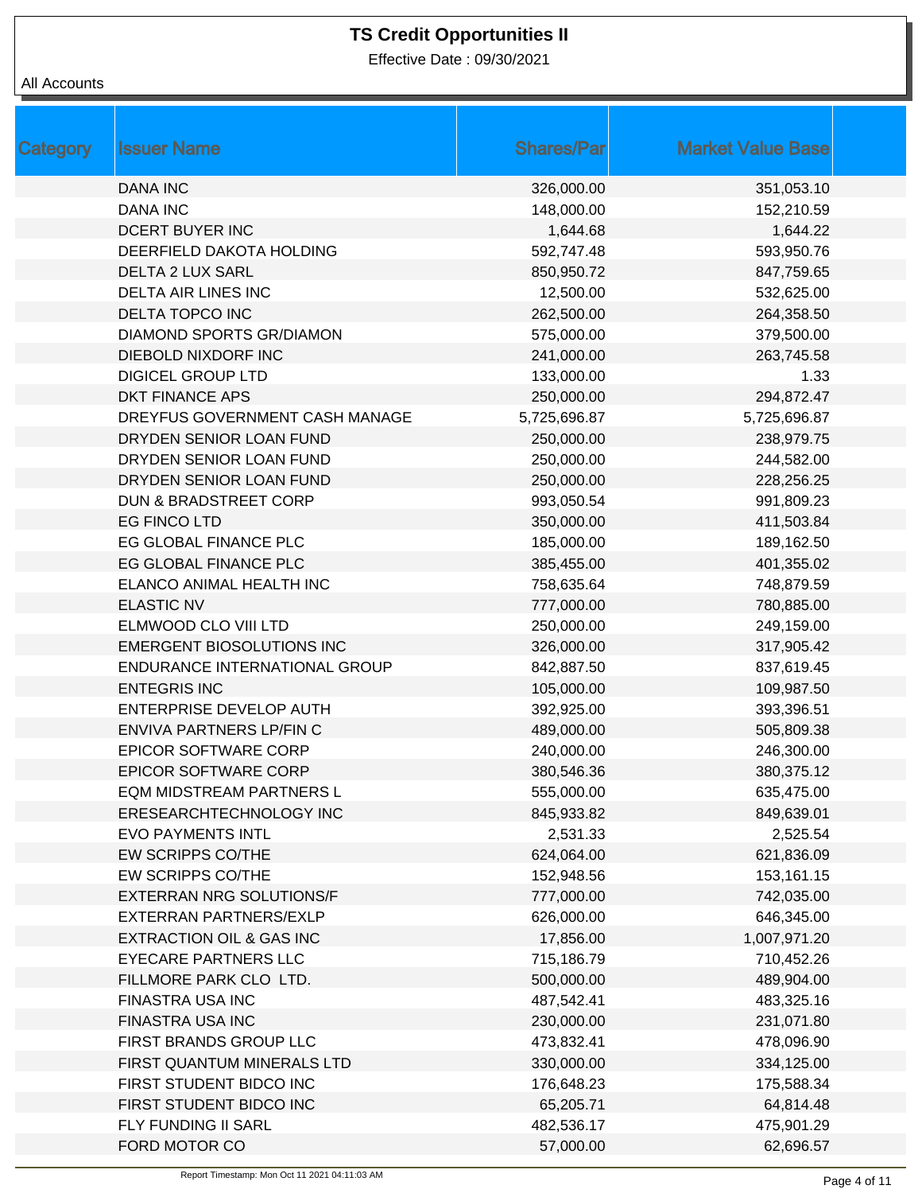# TS Credit Opportunities II

Effective Date : 09/30/2021

All Accounts

| Category | Issuer Name | Shares/Par | Market Value Base |
|---|---|---|---|
| | DANA INC | 326,000.00 | 351,053.10 |
| | DANA INC | 148,000.00 | 152,210.59 |
| | DCERT BUYER INC | 1,644.68 | 1,644.22 |
| | DEERFIELD DAKOTA HOLDING | 592,747.48 | 593,950.76 |
| | DELTA 2 LUX SARL | 850,950.72 | 847,759.65 |
| | DELTA AIR LINES INC | 12,500.00 | 532,625.00 |
| | DELTA TOPCO INC | 262,500.00 | 264,358.50 |
| | DIAMOND SPORTS GR/DIAMON | 575,000.00 | 379,500.00 |
| | DIEBOLD NIXDORF INC | 241,000.00 | 263,745.58 |
| | DIGICEL GROUP LTD | 133,000.00 | 1.33 |
| | DKT FINANCE APS | 250,000.00 | 294,872.47 |
| | DREYFUS GOVERNMENT CASH MANAGE | 5,725,696.87 | 5,725,696.87 |
| | DRYDEN SENIOR LOAN FUND | 250,000.00 | 238,979.75 |
| | DRYDEN SENIOR LOAN FUND | 250,000.00 | 244,582.00 |
| | DRYDEN SENIOR LOAN FUND | 250,000.00 | 228,256.25 |
| | DUN & BRADSTREET CORP | 993,050.54 | 991,809.23 |
| | EG FINCO LTD | 350,000.00 | 411,503.84 |
| | EG GLOBAL FINANCE PLC | 185,000.00 | 189,162.50 |
| | EG GLOBAL FINANCE PLC | 385,455.00 | 401,355.02 |
| | ELANCO ANIMAL HEALTH INC | 758,635.64 | 748,879.59 |
| | ELASTIC NV | 777,000.00 | 780,885.00 |
| | ELMWOOD CLO VIII LTD | 250,000.00 | 249,159.00 |
| | EMERGENT BIOSOLUTIONS INC | 326,000.00 | 317,905.42 |
| | ENDURANCE INTERNATIONAL GROUP | 842,887.50 | 837,619.45 |
| | ENTEGRIS INC | 105,000.00 | 109,987.50 |
| | ENTERPRISE DEVELOP AUTH | 392,925.00 | 393,396.51 |
| | ENVIVA PARTNERS LP/FIN C | 489,000.00 | 505,809.38 |
| | EPICOR SOFTWARE CORP | 240,000.00 | 246,300.00 |
| | EPICOR SOFTWARE CORP | 380,546.36 | 380,375.12 |
| | EQM MIDSTREAM PARTNERS L | 555,000.00 | 635,475.00 |
| | ERESEARCHTECHNOLOGY INC | 845,933.82 | 849,639.01 |
| | EVO PAYMENTS INTL | 2,531.33 | 2,525.54 |
| | EW SCRIPPS CO/THE | 624,064.00 | 621,836.09 |
| | EW SCRIPPS CO/THE | 152,948.56 | 153,161.15 |
| | EXTERRAN NRG SOLUTIONS/F | 777,000.00 | 742,035.00 |
| | EXTERRAN PARTNERS/EXLP | 626,000.00 | 646,345.00 |
| | EXTRACTION OIL & GAS INC | 17,856.00 | 1,007,971.20 |
| | EYECARE PARTNERS LLC | 715,186.79 | 710,452.26 |
| | FILLMORE PARK CLO LTD. | 500,000.00 | 489,904.00 |
| | FINASTRA USA INC | 487,542.41 | 483,325.16 |
| | FINASTRA USA INC | 230,000.00 | 231,071.80 |
| | FIRST BRANDS GROUP LLC | 473,832.41 | 478,096.90 |
| | FIRST QUANTUM MINERALS LTD | 330,000.00 | 334,125.00 |
| | FIRST STUDENT BIDCO INC | 176,648.23 | 175,588.34 |
| | FIRST STUDENT BIDCO INC | 65,205.71 | 64,814.48 |
| | FLY FUNDING II SARL | 482,536.17 | 475,901.29 |
| | FORD MOTOR CO | 57,000.00 | 62,696.57 |

Report Timestamp: Mon Oct 11 2021 04:11:03 AM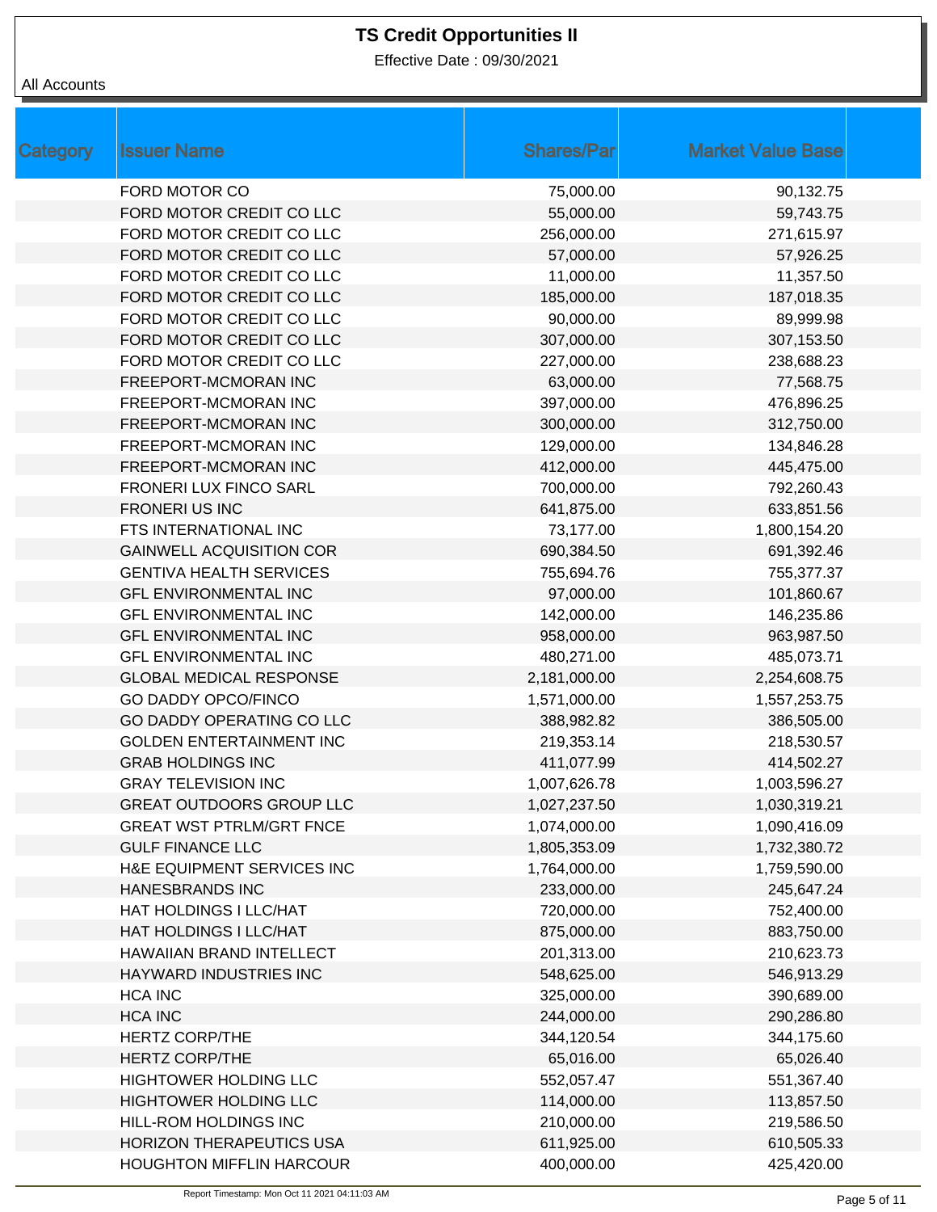# TS Credit Opportunities II

Effective Date : 09/30/2021

All Accounts

| Category | Issuer Name | Shares/Par | Market Value Base |
|---|---|---|---|
| | FORD MOTOR CO | 75,000.00 | 90,132.75 |
| | FORD MOTOR CREDIT CO LLC | 55,000.00 | 59,743.75 |
| | FORD MOTOR CREDIT CO LLC | 256,000.00 | 271,615.97 |
| | FORD MOTOR CREDIT CO LLC | 57,000.00 | 57,926.25 |
| | FORD MOTOR CREDIT CO LLC | 11,000.00 | 11,357.50 |
| | FORD MOTOR CREDIT CO LLC | 185,000.00 | 187,018.35 |
| | FORD MOTOR CREDIT CO LLC | 90,000.00 | 89,999.98 |
| | FORD MOTOR CREDIT CO LLC | 307,000.00 | 307,153.50 |
| | FORD MOTOR CREDIT CO LLC | 227,000.00 | 238,688.23 |
| | FREEPORT-MCMORAN INC | 63,000.00 | 77,568.75 |
| | FREEPORT-MCMORAN INC | 397,000.00 | 476,896.25 |
| | FREEPORT-MCMORAN INC | 300,000.00 | 312,750.00 |
| | FREEPORT-MCMORAN INC | 129,000.00 | 134,846.28 |
| | FREEPORT-MCMORAN INC | 412,000.00 | 445,475.00 |
| | FRONERI LUX FINCO SARL | 700,000.00 | 792,260.43 |
| | FRONERI US INC | 641,875.00 | 633,851.56 |
| | FTS INTERNATIONAL INC | 73,177.00 | 1,800,154.20 |
| | GAINWELL ACQUISITION COR | 690,384.50 | 691,392.46 |
| | GENTIVA HEALTH SERVICES | 755,694.76 | 755,377.37 |
| | GFL ENVIRONMENTAL INC | 97,000.00 | 101,860.67 |
| | GFL ENVIRONMENTAL INC | 142,000.00 | 146,235.86 |
| | GFL ENVIRONMENTAL INC | 958,000.00 | 963,987.50 |
| | GFL ENVIRONMENTAL INC | 480,271.00 | 485,073.71 |
| | GLOBAL MEDICAL RESPONSE | 2,181,000.00 | 2,254,608.75 |
| | GO DADDY OPCO/FINCO | 1,571,000.00 | 1,557,253.75 |
| | GO DADDY OPERATING CO LLC | 388,982.82 | 386,505.00 |
| | GOLDEN ENTERTAINMENT INC | 219,353.14 | 218,530.57 |
| | GRAB HOLDINGS INC | 411,077.99 | 414,502.27 |
| | GRAY TELEVISION INC | 1,007,626.78 | 1,003,596.27 |
| | GREAT OUTDOORS GROUP LLC | 1,027,237.50 | 1,030,319.21 |
| | GREAT WST PTRLM/GRT FNCE | 1,074,000.00 | 1,090,416.09 |
| | GULF FINANCE LLC | 1,805,353.09 | 1,732,380.72 |
| | H&E EQUIPMENT SERVICES INC | 1,764,000.00 | 1,759,590.00 |
| | HANESBRANDS INC | 233,000.00 | 245,647.24 |
| | HAT HOLDINGS I LLC/HAT | 720,000.00 | 752,400.00 |
| | HAT HOLDINGS I LLC/HAT | 875,000.00 | 883,750.00 |
| | HAWAIIAN BRAND INTELLECT | 201,313.00 | 210,623.73 |
| | HAYWARD INDUSTRIES INC | 548,625.00 | 546,913.29 |
| | HCA INC | 325,000.00 | 390,689.00 |
| | HCA INC | 244,000.00 | 290,286.80 |
| | HERTZ CORP/THE | 344,120.54 | 344,175.60 |
| | HERTZ CORP/THE | 65,016.00 | 65,026.40 |
| | HIGHTOWER HOLDING LLC | 552,057.47 | 551,367.40 |
| | HIGHTOWER HOLDING LLC | 114,000.00 | 113,857.50 |
| | HILL-ROM HOLDINGS INC | 210,000.00 | 219,586.50 |
| | HORIZON THERAPEUTICS USA | 611,925.00 | 610,505.33 |
| | HOUGHTON MIFFLIN HARCOUR | 400,000.00 | 425,420.00 |

Report Timestamp: Mon Oct 11 2021 04:11:03 AM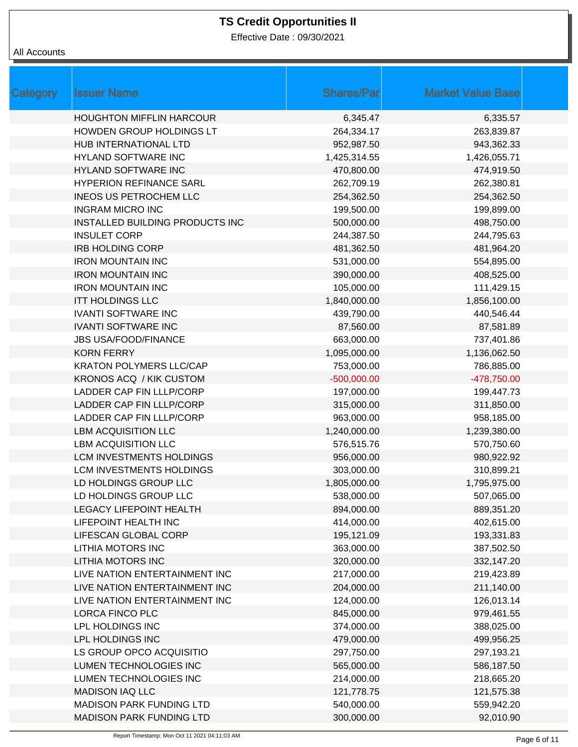# TS Credit Opportunities II

Effective Date : 09/30/2021

All Accounts

| Category | Issuer Name | Shares/Par | Market Value Base |
|---|---|---|---|
| | HOUGHTON MIFFLIN HARCOUR | 6,345.47 | 6,335.57 |
| | HOWDEN GROUP HOLDINGS LT | 264,334.17 | 263,839.87 |
| | HUB INTERNATIONAL LTD | 952,987.50 | 943,362.33 |
| | HYLAND SOFTWARE INC | 1,425,314.55 | 1,426,055.71 |
| | HYLAND SOFTWARE INC | 470,800.00 | 474,919.50 |
| | HYPERION REFINANCE SARL | 262,709.19 | 262,380.81 |
| | INEOS US PETROCHEM LLC | 254,362.50 | 254,362.50 |
| | INGRAM MICRO INC | 199,500.00 | 199,899.00 |
| | INSTALLED BUILDING PRODUCTS INC | 500,000.00 | 498,750.00 |
| | INSULET CORP | 244,387.50 | 244,795.63 |
| | IRB HOLDING CORP | 481,362.50 | 481,964.20 |
| | IRON MOUNTAIN INC | 531,000.00 | 554,895.00 |
| | IRON MOUNTAIN INC | 390,000.00 | 408,525.00 |
| | IRON MOUNTAIN INC | 105,000.00 | 111,429.15 |
| | ITT HOLDINGS LLC | 1,840,000.00 | 1,856,100.00 |
| | IVANTI SOFTWARE INC | 439,790.00 | 440,546.44 |
| | IVANTI SOFTWARE INC | 87,560.00 | 87,581.89 |
| | JBS USA/FOOD/FINANCE | 663,000.00 | 737,401.86 |
| | KORN FERRY | 1,095,000.00 | 1,136,062.50 |
| | KRATON POLYMERS LLC/CAP | 753,000.00 | 786,885.00 |
| | KRONOS ACQ / KIK CUSTOM | -500,000.00 | -478,750.00 |
| | LADDER CAP FIN LLLP/CORP | 197,000.00 | 199,447.73 |
| | LADDER CAP FIN LLLP/CORP | 315,000.00 | 311,850.00 |
| | LADDER CAP FIN LLLP/CORP | 963,000.00 | 958,185.00 |
| | LBM ACQUISITION LLC | 1,240,000.00 | 1,239,380.00 |
| | LBM ACQUISITION LLC | 576,515.76 | 570,750.60 |
| | LCM INVESTMENTS HOLDINGS | 956,000.00 | 980,922.92 |
| | LCM INVESTMENTS HOLDINGS | 303,000.00 | 310,899.21 |
| | LD HOLDINGS GROUP LLC | 1,805,000.00 | 1,795,975.00 |
| | LD HOLDINGS GROUP LLC | 538,000.00 | 507,065.00 |
| | LEGACY LIFEPOINT HEALTH | 894,000.00 | 889,351.20 |
| | LIFEPOINT HEALTH INC | 414,000.00 | 402,615.00 |
| | LIFESCAN GLOBAL CORP | 195,121.09 | 193,331.83 |
| | LITHIA MOTORS INC | 363,000.00 | 387,502.50 |
| | LITHIA MOTORS INC | 320,000.00 | 332,147.20 |
| | LIVE NATION ENTERTAINMENT INC | 217,000.00 | 219,423.89 |
| | LIVE NATION ENTERTAINMENT INC | 204,000.00 | 211,140.00 |
| | LIVE NATION ENTERTAINMENT INC | 124,000.00 | 126,013.14 |
| | LORCA FINCO PLC | 845,000.00 | 979,461.55 |
| | LPL HOLDINGS INC | 374,000.00 | 388,025.00 |
| | LPL HOLDINGS INC | 479,000.00 | 499,956.25 |
| | LS GROUP OPCO ACQUISITIO | 297,750.00 | 297,193.21 |
| | LUMEN TECHNOLOGIES INC | 565,000.00 | 586,187.50 |
| | LUMEN TECHNOLOGIES INC | 214,000.00 | 218,665.20 |
| | MADISON IAQ LLC | 121,778.75 | 121,575.38 |
| | MADISON PARK FUNDING LTD | 540,000.00 | 559,942.20 |
| | MADISON PARK FUNDING LTD | 300,000.00 | 92,010.90 |

Report Timestamp: Mon Oct 11 2021 04:11:03 AM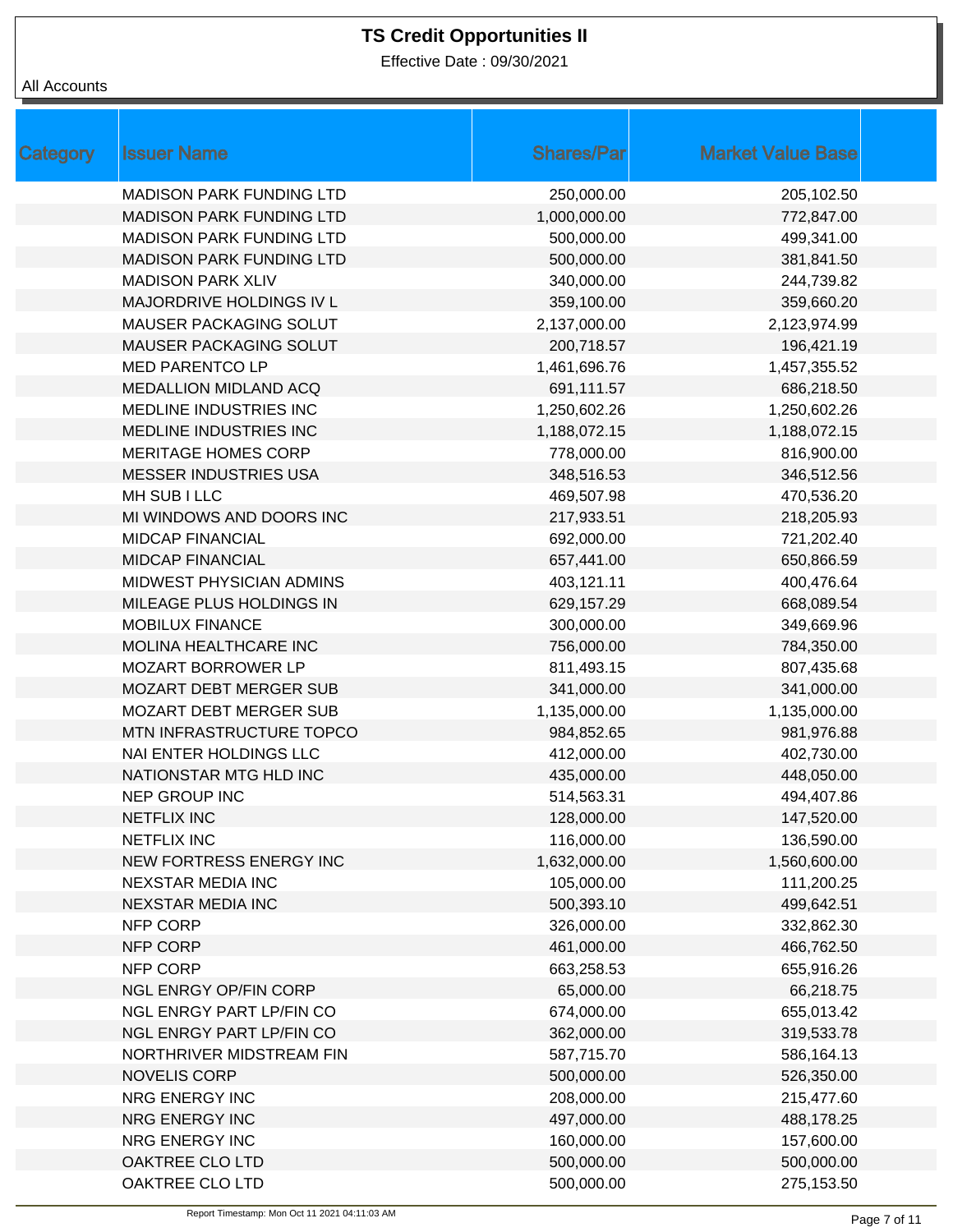# TS Credit Opportunities II

Effective Date : 09/30/2021

All Accounts

| Category | Issuer Name | Shares/Par | Market Value Base |
|---|---|---|---|
| | MADISON PARK FUNDING LTD | 250,000.00 | 205,102.50 |
| | MADISON PARK FUNDING LTD | 1,000,000.00 | 772,847.00 |
| | MADISON PARK FUNDING LTD | 500,000.00 | 499,341.00 |
| | MADISON PARK FUNDING LTD | 500,000.00 | 381,841.50 |
| | MADISON PARK XLIV | 340,000.00 | 244,739.82 |
| | MAJORDRIVE HOLDINGS IV L | 359,100.00 | 359,660.20 |
| | MAUSER PACKAGING SOLUT | 2,137,000.00 | 2,123,974.99 |
| | MAUSER PACKAGING SOLUT | 200,718.57 | 196,421.19 |
| | MED PARENTCO LP | 1,461,696.76 | 1,457,355.52 |
| | MEDALLION MIDLAND ACQ | 691,111.57 | 686,218.50 |
| | MEDLINE INDUSTRIES INC | 1,250,602.26 | 1,250,602.26 |
| | MEDLINE INDUSTRIES INC | 1,188,072.15 | 1,188,072.15 |
| | MERITAGE HOMES CORP | 778,000.00 | 816,900.00 |
| | MESSER INDUSTRIES USA | 348,516.53 | 346,512.56 |
| | MH SUB I LLC | 469,507.98 | 470,536.20 |
| | MI WINDOWS AND DOORS INC | 217,933.51 | 218,205.93 |
| | MIDCAP FINANCIAL | 692,000.00 | 721,202.40 |
| | MIDCAP FINANCIAL | 657,441.00 | 650,866.59 |
| | MIDWEST PHYSICIAN ADMINS | 403,121.11 | 400,476.64 |
| | MILEAGE PLUS HOLDINGS IN | 629,157.29 | 668,089.54 |
| | MOBILUX FINANCE | 300,000.00 | 349,669.96 |
| | MOLINA HEALTHCARE INC | 756,000.00 | 784,350.00 |
| | MOZART BORROWER LP | 811,493.15 | 807,435.68 |
| | MOZART DEBT MERGER SUB | 341,000.00 | 341,000.00 |
| | MOZART DEBT MERGER SUB | 1,135,000.00 | 1,135,000.00 |
| | MTN INFRASTRUCTURE TOPCO | 984,852.65 | 981,976.88 |
| | NAI ENTER HOLDINGS LLC | 412,000.00 | 402,730.00 |
| | NATIONSTAR MTG HLD INC | 435,000.00 | 448,050.00 |
| | NEP GROUP INC | 514,563.31 | 494,407.86 |
| | NETFLIX INC | 128,000.00 | 147,520.00 |
| | NETFLIX INC | 116,000.00 | 136,590.00 |
| | NEW FORTRESS ENERGY INC | 1,632,000.00 | 1,560,600.00 |
| | NEXSTAR MEDIA INC | 105,000.00 | 111,200.25 |
| | NEXSTAR MEDIA INC | 500,393.10 | 499,642.51 |
| | NFP CORP | 326,000.00 | 332,862.30 |
| | NFP CORP | 461,000.00 | 466,762.50 |
| | NFP CORP | 663,258.53 | 655,916.26 |
| | NGL ENRGY OP/FIN CORP | 65,000.00 | 66,218.75 |
| | NGL ENRGY PART LP/FIN CO | 674,000.00 | 655,013.42 |
| | NGL ENRGY PART LP/FIN CO | 362,000.00 | 319,533.78 |
| | NORTHRIVER MIDSTREAM FIN | 587,715.70 | 586,164.13 |
| | NOVELIS CORP | 500,000.00 | 526,350.00 |
| | NRG ENERGY INC | 208,000.00 | 215,477.60 |
| | NRG ENERGY INC | 497,000.00 | 488,178.25 |
| | NRG ENERGY INC | 160,000.00 | 157,600.00 |
| | OAKTREE CLO LTD | 500,000.00 | 500,000.00 |
| | OAKTREE CLO LTD | 500,000.00 | 275,153.50 |

Report Timestamp: Mon Oct 11 2021 04:11:03 AM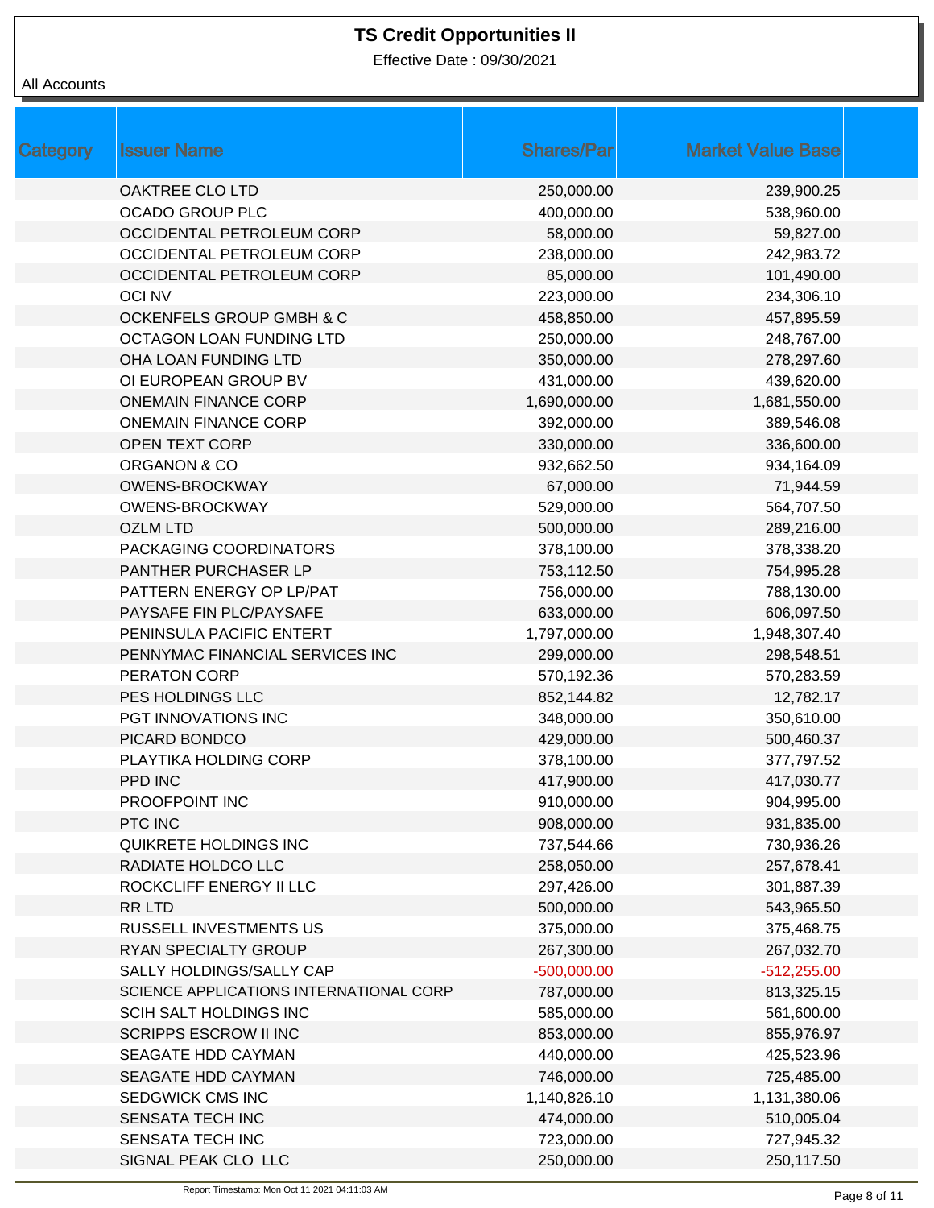# TS Credit Opportunities II

Effective Date : 09/30/2021

All Accounts

| Category | Issuer Name | Shares/Par | Market Value Base |
|---|---|---|---|
| | OAKTREE CLO LTD | 250,000.00 | 239,900.25 |
| | OCADO GROUP PLC | 400,000.00 | 538,960.00 |
| | OCCIDENTAL PETROLEUM CORP | 58,000.00 | 59,827.00 |
| | OCCIDENTAL PETROLEUM CORP | 238,000.00 | 242,983.72 |
| | OCCIDENTAL PETROLEUM CORP | 85,000.00 | 101,490.00 |
| | OCI NV | 223,000.00 | 234,306.10 |
| | OCKENFELS GROUP GMBH & C | 458,850.00 | 457,895.59 |
| | OCTAGON LOAN FUNDING LTD | 250,000.00 | 248,767.00 |
| | OHA LOAN FUNDING LTD | 350,000.00 | 278,297.60 |
| | OI EUROPEAN GROUP BV | 431,000.00 | 439,620.00 |
| | ONEMAIN FINANCE CORP | 1,690,000.00 | 1,681,550.00 |
| | ONEMAIN FINANCE CORP | 392,000.00 | 389,546.08 |
| | OPEN TEXT CORP | 330,000.00 | 336,600.00 |
| | ORGANON & CO | 932,662.50 | 934,164.09 |
| | OWENS-BROCKWAY | 67,000.00 | 71,944.59 |
| | OWENS-BROCKWAY | 529,000.00 | 564,707.50 |
| | OZLM LTD | 500,000.00 | 289,216.00 |
| | PACKAGING COORDINATORS | 378,100.00 | 378,338.20 |
| | PANTHER PURCHASER LP | 753,112.50 | 754,995.28 |
| | PATTERN ENERGY OP LP/PAT | 756,000.00 | 788,130.00 |
| | PAYSAFE FIN PLC/PAYSAFE | 633,000.00 | 606,097.50 |
| | PENINSULA PACIFIC ENTERT | 1,797,000.00 | 1,948,307.40 |
| | PENNYMAC FINANCIAL SERVICES INC | 299,000.00 | 298,548.51 |
| | PERATON CORP | 570,192.36 | 570,283.59 |
| | PES HOLDINGS LLC | 852,144.82 | 12,782.17 |
| | PGT INNOVATIONS INC | 348,000.00 | 350,610.00 |
| | PICARD BONDCO | 429,000.00 | 500,460.37 |
| | PLAYTIKA HOLDING CORP | 378,100.00 | 377,797.52 |
| | PPD INC | 417,900.00 | 417,030.77 |
| | PROOFPOINT INC | 910,000.00 | 904,995.00 |
| | PTC INC | 908,000.00 | 931,835.00 |
| | QUIKRETE HOLDINGS INC | 737,544.66 | 730,936.26 |
| | RADIATE HOLDCO LLC | 258,050.00 | 257,678.41 |
| | ROCKCLIFF ENERGY II LLC | 297,426.00 | 301,887.39 |
| | RR LTD | 500,000.00 | 543,965.50 |
| | RUSSELL INVESTMENTS US | 375,000.00 | 375,468.75 |
| | RYAN SPECIALTY GROUP | 267,300.00 | 267,032.70 |
| | SALLY HOLDINGS/SALLY CAP | -500,000.00 | -512,255.00 |
| | SCIENCE APPLICATIONS INTERNATIONAL CORP | 787,000.00 | 813,325.15 |
| | SCIH SALT HOLDINGS INC | 585,000.00 | 561,600.00 |
| | SCRIPPS ESCROW II INC | 853,000.00 | 855,976.97 |
| | SEAGATE HDD CAYMAN | 440,000.00 | 425,523.96 |
| | SEAGATE HDD CAYMAN | 746,000.00 | 725,485.00 |
| | SEDGWICK CMS INC | 1,140,826.10 | 1,131,380.06 |
| | SENSATA TECH INC | 474,000.00 | 510,005.04 |
| | SENSATA TECH INC | 723,000.00 | 727,945.32 |
| | SIGNAL PEAK CLO LLC | 250,000.00 | 250,117.50 |

Report Timestamp: Mon Oct 11 2021 04:11:03 AM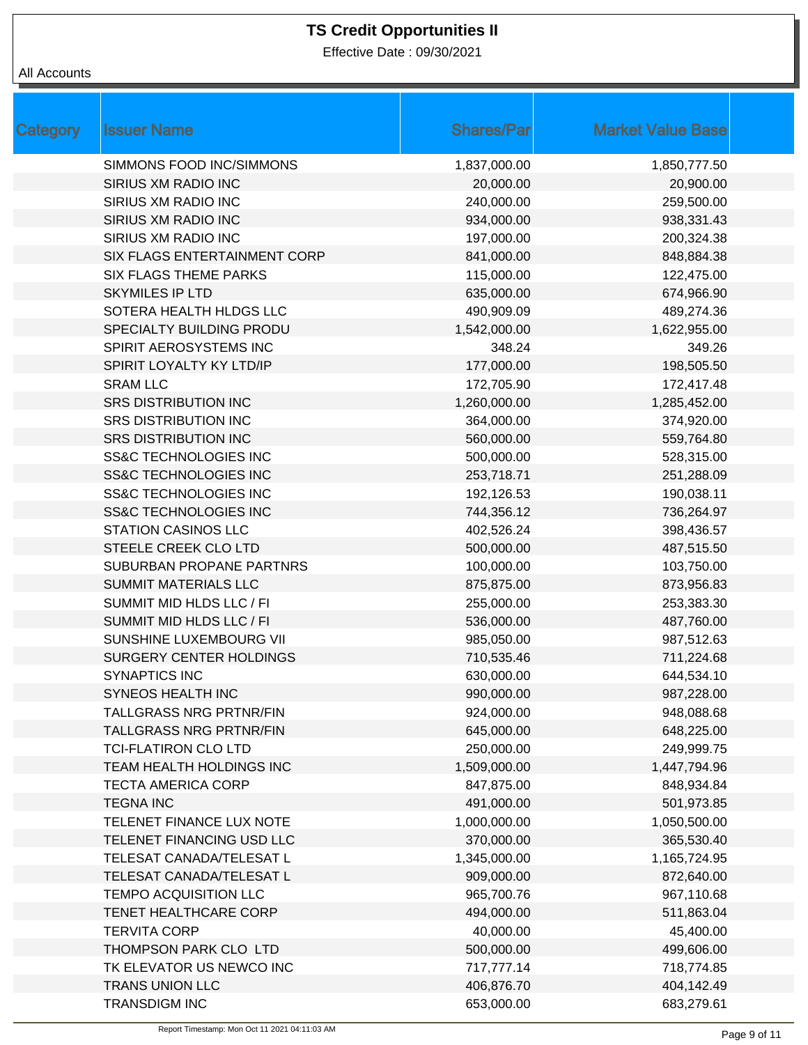# TS Credit Opportunities II

Effective Date : 09/30/2021

All Accounts

| Category | Issuer Name | Shares/Par | Market Value Base |
|---|---|---|---|
| | SIMMONS FOOD INC/SIMMONS | 1,837,000.00 | 1,850,777.50 |
| | SIRIUS XM RADIO INC | 20,000.00 | 20,900.00 |
| | SIRIUS XM RADIO INC | 240,000.00 | 259,500.00 |
| | SIRIUS XM RADIO INC | 934,000.00 | 938,331.43 |
| | SIRIUS XM RADIO INC | 197,000.00 | 200,324.38 |
| | SIX FLAGS ENTERTAINMENT CORP | 841,000.00 | 848,884.38 |
| | SIX FLAGS THEME PARKS | 115,000.00 | 122,475.00 |
| | SKYMILES IP LTD | 635,000.00 | 674,966.90 |
| | SOTERA HEALTH HLDGS LLC | 490,909.09 | 489,274.36 |
| | SPECIALTY BUILDING PRODU | 1,542,000.00 | 1,622,955.00 |
| | SPIRIT AEROSYSTEMS INC | 348.24 | 349.26 |
| | SPIRIT LOYALTY KY LTD/IP | 177,000.00 | 198,505.50 |
| | SRAM LLC | 172,705.90 | 172,417.48 |
| | SRS DISTRIBUTION INC | 1,260,000.00 | 1,285,452.00 |
| | SRS DISTRIBUTION INC | 364,000.00 | 374,920.00 |
| | SRS DISTRIBUTION INC | 560,000.00 | 559,764.80 |
| | SS&C TECHNOLOGIES INC | 500,000.00 | 528,315.00 |
| | SS&C TECHNOLOGIES INC | 253,718.71 | 251,288.09 |
| | SS&C TECHNOLOGIES INC | 192,126.53 | 190,038.11 |
| | SS&C TECHNOLOGIES INC | 744,356.12 | 736,264.97 |
| | STATION CASINOS LLC | 402,526.24 | 398,436.57 |
| | STEELE CREEK CLO LTD | 500,000.00 | 487,515.50 |
| | SUBURBAN PROPANE PARTNRS | 100,000.00 | 103,750.00 |
| | SUMMIT MATERIALS LLC | 875,875.00 | 873,956.83 |
| | SUMMIT MID HLDS LLC / FI | 255,000.00 | 253,383.30 |
| | SUMMIT MID HLDS LLC / FI | 536,000.00 | 487,760.00 |
| | SUNSHINE LUXEMBOURG VII | 985,050.00 | 987,512.63 |
| | SURGERY CENTER HOLDINGS | 710,535.46 | 711,224.68 |
| | SYNAPTICS INC | 630,000.00 | 644,534.10 |
| | SYNEOS HEALTH INC | 990,000.00 | 987,228.00 |
| | TALLGRASS NRG PRTNR/FIN | 924,000.00 | 948,088.68 |
| | TALLGRASS NRG PRTNR/FIN | 645,000.00 | 648,225.00 |
| | TCI-FLATIRON CLO LTD | 250,000.00 | 249,999.75 |
| | TEAM HEALTH HOLDINGS INC | 1,509,000.00 | 1,447,794.96 |
| | TECTA AMERICA CORP | 847,875.00 | 848,934.84 |
| | TEGNA INC | 491,000.00 | 501,973.85 |
| | TELENET FINANCE LUX NOTE | 1,000,000.00 | 1,050,500.00 |
| | TELENET FINANCING USD LLC | 370,000.00 | 365,530.40 |
| | TELESAT CANADA/TELESAT L | 1,345,000.00 | 1,165,724.95 |
| | TELESAT CANADA/TELESAT L | 909,000.00 | 872,640.00 |
| | TEMPO ACQUISITION LLC | 965,700.76 | 967,110.68 |
| | TENET HEALTHCARE CORP | 494,000.00 | 511,863.04 |
| | TERVITA CORP | 40,000.00 | 45,400.00 |
| | THOMPSON PARK CLO LTD | 500,000.00 | 499,606.00 |
| | TK ELEVATOR US NEWCO INC | 717,777.14 | 718,774.85 |
| | TRANS UNION LLC | 406,876.70 | 404,142.49 |
| | TRANSDIGM INC | 653,000.00 | 683,279.61 |

Report Timestamp: Mon Oct 11 2021 04:11:03 AM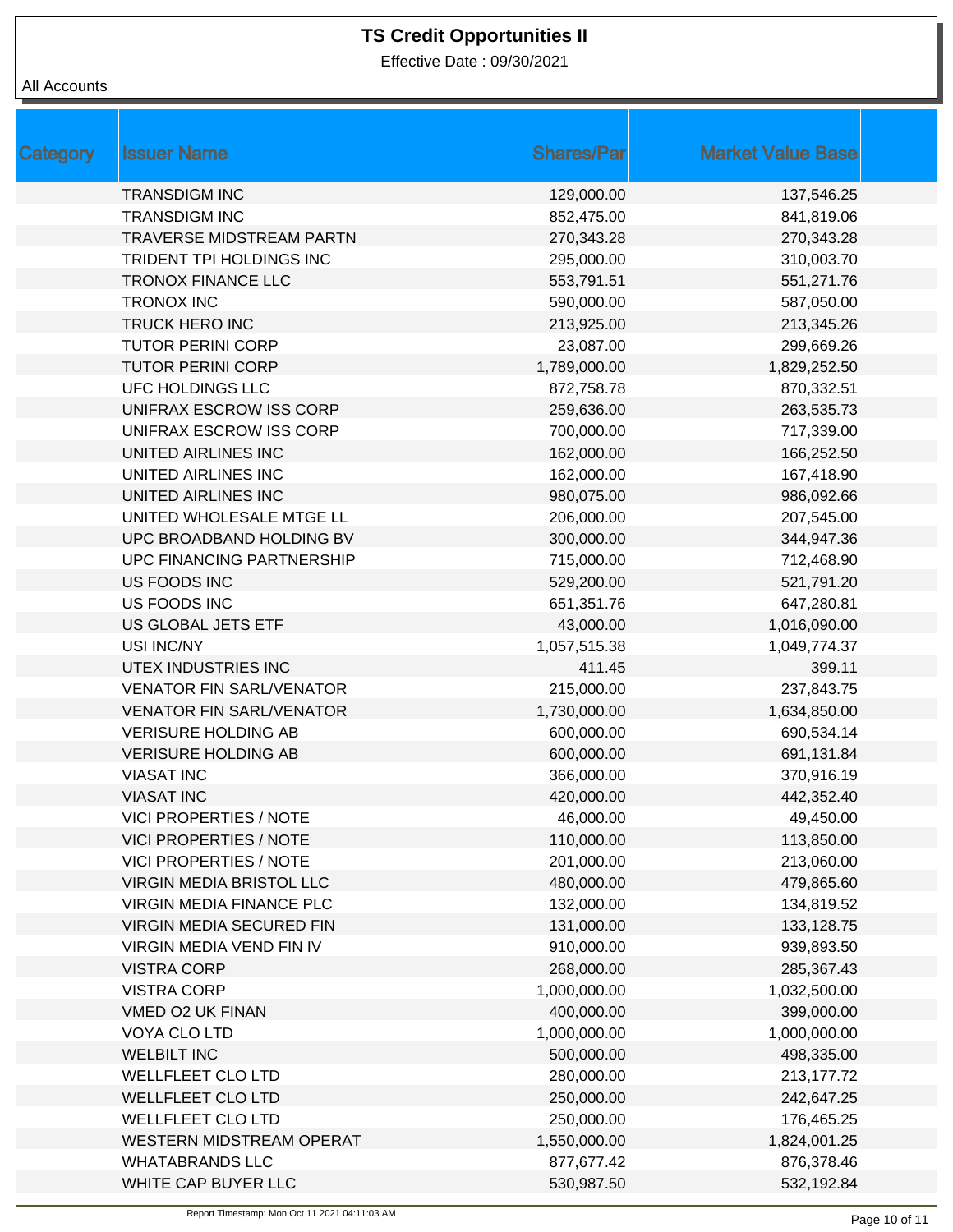# TS Credit Opportunities II

Effective Date : 09/30/2021

All Accounts

| Category | Issuer Name | Shares/Par | Market Value Base |
|---|---|---|---|
| | TRANSDIGM INC | 129,000.00 | 137,546.25 |
| | TRANSDIGM INC | 852,475.00 | 841,819.06 |
| | TRAVERSE MIDSTREAM PARTN | 270,343.28 | 270,343.28 |
| | TRIDENT TPI HOLDINGS INC | 295,000.00 | 310,003.70 |
| | TRONOX FINANCE LLC | 553,791.51 | 551,271.76 |
| | TRONOX INC | 590,000.00 | 587,050.00 |
| | TRUCK HERO INC | 213,925.00 | 213,345.26 |
| | TUTOR PERINI CORP | 23,087.00 | 299,669.26 |
| | TUTOR PERINI CORP | 1,789,000.00 | 1,829,252.50 |
| | UFC HOLDINGS LLC | 872,758.78 | 870,332.51 |
| | UNIFRAX ESCROW ISS CORP | 259,636.00 | 263,535.73 |
| | UNIFRAX ESCROW ISS CORP | 700,000.00 | 717,339.00 |
| | UNITED AIRLINES INC | 162,000.00 | 166,252.50 |
| | UNITED AIRLINES INC | 162,000.00 | 167,418.90 |
| | UNITED AIRLINES INC | 980,075.00 | 986,092.66 |
| | UNITED WHOLESALE MTGE LL | 206,000.00 | 207,545.00 |
| | UPC BROADBAND HOLDING BV | 300,000.00 | 344,947.36 |
| | UPC FINANCING PARTNERSHIP | 715,000.00 | 712,468.90 |
| | US FOODS INC | 529,200.00 | 521,791.20 |
| | US FOODS INC | 651,351.76 | 647,280.81 |
| | US GLOBAL JETS ETF | 43,000.00 | 1,016,090.00 |
| | USI INC/NY | 1,057,515.38 | 1,049,774.37 |
| | UTEX INDUSTRIES INC | 411.45 | 399.11 |
| | VENATOR FIN SARL/VENATOR | 215,000.00 | 237,843.75 |
| | VENATOR FIN SARL/VENATOR | 1,730,000.00 | 1,634,850.00 |
| | VERISURE HOLDING AB | 600,000.00 | 690,534.14 |
| | VERISURE HOLDING AB | 600,000.00 | 691,131.84 |
| | VIASAT INC | 366,000.00 | 370,916.19 |
| | VIASAT INC | 420,000.00 | 442,352.40 |
| | VICI PROPERTIES / NOTE | 46,000.00 | 49,450.00 |
| | VICI PROPERTIES / NOTE | 110,000.00 | 113,850.00 |
| | VICI PROPERTIES / NOTE | 201,000.00 | 213,060.00 |
| | VIRGIN MEDIA BRISTOL LLC | 480,000.00 | 479,865.60 |
| | VIRGIN MEDIA FINANCE PLC | 132,000.00 | 134,819.52 |
| | VIRGIN MEDIA SECURED FIN | 131,000.00 | 133,128.75 |
| | VIRGIN MEDIA VEND FIN IV | 910,000.00 | 939,893.50 |
| | VISTRA CORP | 268,000.00 | 285,367.43 |
| | VISTRA CORP | 1,000,000.00 | 1,032,500.00 |
| | VMED O2 UK FINAN | 400,000.00 | 399,000.00 |
| | VOYA CLO LTD | 1,000,000.00 | 1,000,000.00 |
| | WELBILT INC | 500,000.00 | 498,335.00 |
| | WELLFLEET CLO LTD | 280,000.00 | 213,177.72 |
| | WELLFLEET CLO LTD | 250,000.00 | 242,647.25 |
| | WELLFLEET CLO LTD | 250,000.00 | 176,465.25 |
| | WESTERN MIDSTREAM OPERAT | 1,550,000.00 | 1,824,001.25 |
| | WHATABRANDS LLC | 877,677.42 | 876,378.46 |
| | WHITE CAP BUYER LLC | 530,987.50 | 532,192.84 |

Report Timestamp: Mon Oct 11 2021 04:11:03 AM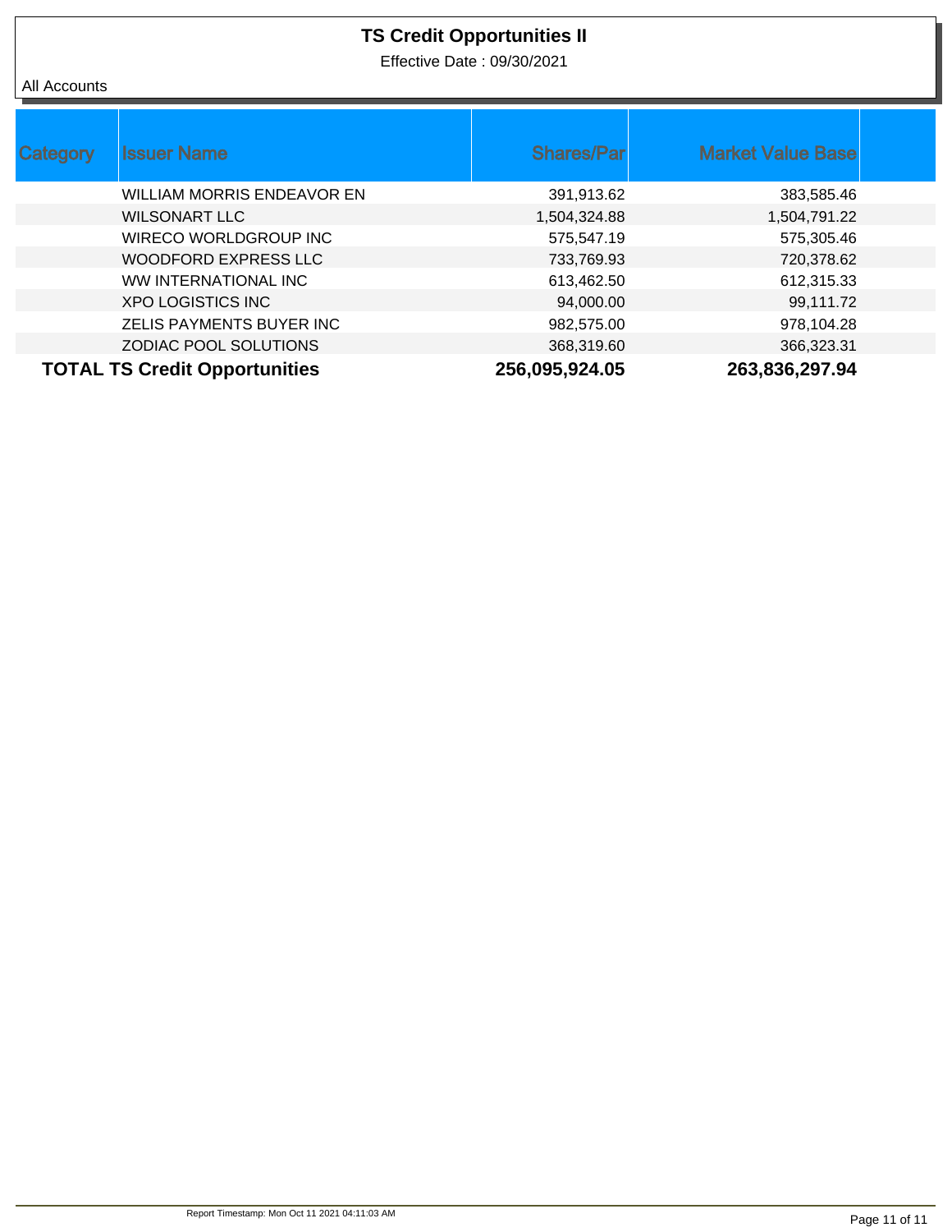# TS Credit Opportunities II

Effective Date : 09/30/2021

All Accounts

| Category | Issuer Name | Shares/Par | Market Value Base |
|---|---|---|---|
| | WILLIAM MORRIS ENDEAVOR EN | 391,913.62 | 383,585.46 |
| | WILSONART LLC | 1,504,324.88 | 1,504,791.22 |
| | WIRECO WORLDGROUP INC | 575,547.19 | 575,305.46 |
| | WOODFORD EXPRESS LLC | 733,769.93 | 720,378.62 |
| | WW INTERNATIONAL INC | 613,462.50 | 612,315.33 |
| | XPO LOGISTICS INC | 94,000.00 | 99,111.72 |
| | ZELIS PAYMENTS BUYER INC | 982,575.00 | 978,104.28 |
| | ZODIAC POOL SOLUTIONS | 368,319.60 | 366,323.31 |
| **TOTAL TS Credit Opportunities** | | **256,095,924.05** | **263,836,297.94** |

Report Timestamp: Mon Oct 11 2021 04:11:03 AM